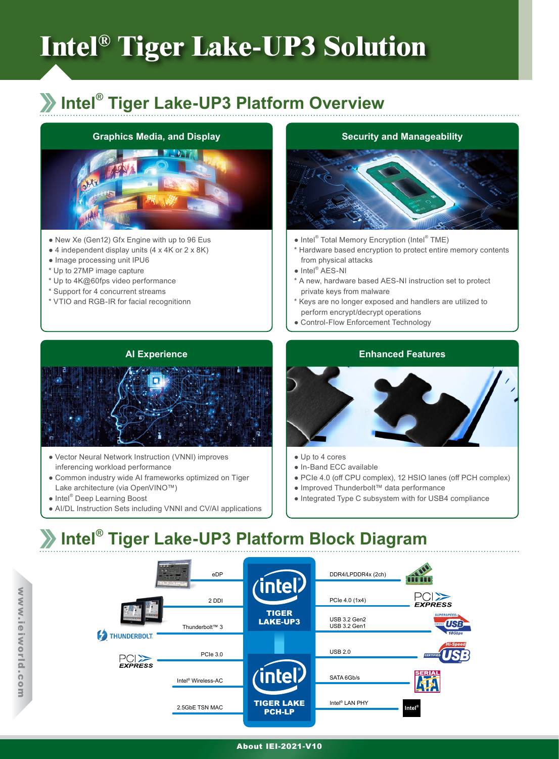# Intel® Tiger Lake-UP3 Solution

## Intel® Tiger Lake-UP3 Platform Overview

### Graphics Media, and Display

- New Xe (Gen12) Gfx Engine with up to 96 Eus
- 4 independent display units (4 x 4K or 2 x 8K)
- Image processing unit IPU6
  * Up to 27MP image capture
  * Up to 4K@60fps video performance
  * Support for 4 concurrent streams
  * VTIO and RGB-IR for facial recognitionn

### Security and Manageability

- Intel® Total Memory Encryption (Intel® TME)
  * Hardware based encryption to protect entire memory contents from physical attacks
- Intel® AES-NI
  * A new, hardware based AES-NI instruction set to protect private keys from malware
  * Keys are no longer exposed and handlers are utilized to perform encrypt/decrypt operations
- Control-Flow Enforcement Technology

### AI Experience

- Vector Neural Network Instruction (VNNI) improves inferencing workload performance
- Common industry wide AI frameworks optimized on Tiger Lake architecture (via OpenVINO™)
- Intel® Deep Learning Boost
- AI/DL Instruction Sets including VNNI and CV/AI applications

### Enhanced Features

- Up to 4 cores
- In-Band ECC available
- PCIe 4.0 (off CPU complex), 12 HSIO lanes (off PCH complex)
- Improved Thunderbolt™ data performance
- Integrated Type C subsystem with for USB4 compliance

## Intel® Tiger Lake-UP3 Platform Block Diagram

**TIGER LAKE-UP3**
- eDP
- 2 DDI
- Thunderbolt™ 3
- DDR4/LPDDR4x (2ch)
- PCIe 4.0 (1x4)
- USB 3.2 Gen2 / USB 3.2 Gen1

**TIGER LAKE PCH-LP**
- PCIe 3.0
- Intel® Wireless-AC
- 2.5GbE TSN MAC
- USB 2.0
- SATA 6Gb/s
- Intel® LAN PHY

www.ieiworld.com

About IEI-2021-V10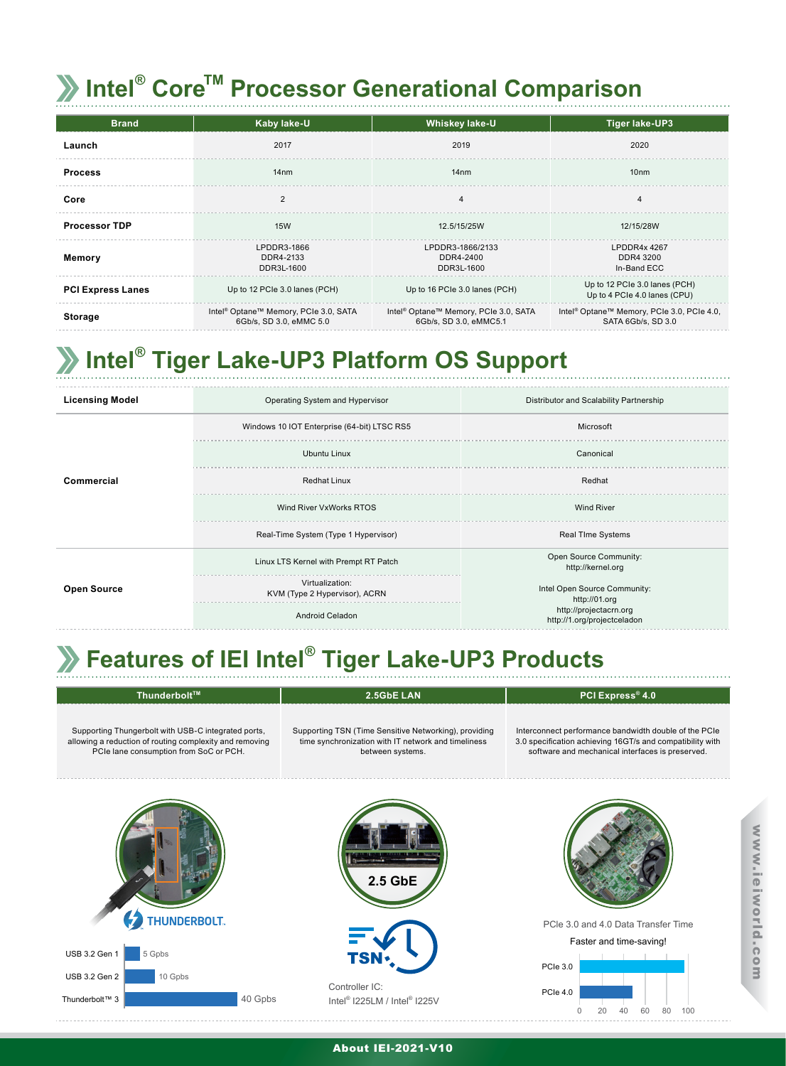# Intel® Core™ Processor Generational Comparison

| Brand | Kaby lake-U | Whiskey lake-U | Tiger lake-UP3 |
|---|---|---|---|
| **Launch** | 2017 | 2019 | 2020 |
| **Process** | 14nm | 14nm | 10nm |
| **Core** | 2 | 4 | 4 |
| **Processor TDP** | 15W | 12.5/15/25W | 12/15/28W |
| **Memory** | LPDDR3-1866<br>DDR4-2133<br>DDR3L-1600 | LPDDR3-1866/2133<br>DDR4-2400<br>DDR3L-1600 | LPDDR4x 4267<br>DDR4 3200<br>In-Band ECC |
| **PCI Express Lanes** | Up to 12 PCIe 3.0 lanes (PCH) | Up to 16 PCIe 3.0 lanes (PCH) | Up to 12 PCIe 3.0 lanes (PCH)<br>Up to 4 PCIe 4.0 lanes (CPU) |
| **Storage** | Intel® Optane™ Memory, PCIe 3.0, SATA 6Gb/s, SD 3.0, eMMC 5.0 | Intel® Optane™ Memory, PCIe 3.0, SATA 6Gb/s, SD 3.0, eMMC5.1 | Intel® Optane™ Memory, PCIe 3.0, PCIe 4.0, SATA 6Gb/s, SD 3.0 |

# Intel® Tiger Lake-UP3 Platform OS Support

| Licensing Model | Operating System and Hypervisor | Distributor and Scalability Partnership |
|---|---|---|
| **Commercial** | Windows 10 IOT Enterprise (64-bit) LTSC RS5 | Microsoft |
| | Ubuntu Linux | Canonical |
| | Redhat Linux | Redhat |
| | Wind River VxWorks RTOS | Wind River |
| | Real-Time System (Type 1 Hypervisor) | Real TIme Systems |
| **Open Source** | Linux LTS Kernel with Prempt RT Patch | Open Source Community:<br>http://kernel.org |
| | Virtualization:<br>KVM (Type 2 Hypervisor), ACRN | Intel Open Source Community:<br>http://01.org<br>http://projectacrn.org<br>http://1.org/projectceladon |
| | Android Celadon | |

# Features of IEI Intel® Tiger Lake-UP3 Products

| Thunderbolt™ | 2.5GbE LAN | PCI Express® 4.0 |
|---|---|---|
| Supporting Thungerbolt with USB-C integrated ports, allowing a reduction of routing complexity and removing PCIe lane consumption from SoC or PCH. | Supporting TSN (Time Sensitive Networking), providing time synchronization with IT network and timeliness between systems. | Interconnect performance bandwidth double of the PCIe 3.0 specification achieving 16GT/s and compatibility with software and mechanical interfaces is preserved. |

THUNDERBOLT.

USB 3.2 Gen 1 — 5 Gpbs
USB 3.2 Gen 2 — 10 Gpbs
Thunderbolt™ 3 — 40 Gpbs

2.5 GbE

TSN

Controller IC:
Intel® I225LM / Intel® I225V

PCIe 3.0 and 4.0 Data Transfer Time

Faster and time-saving!

PCIe 3.0
PCIe 4.0
0 20 40 60 80 100

www.ieiworld.com

About IEI-2021-V10